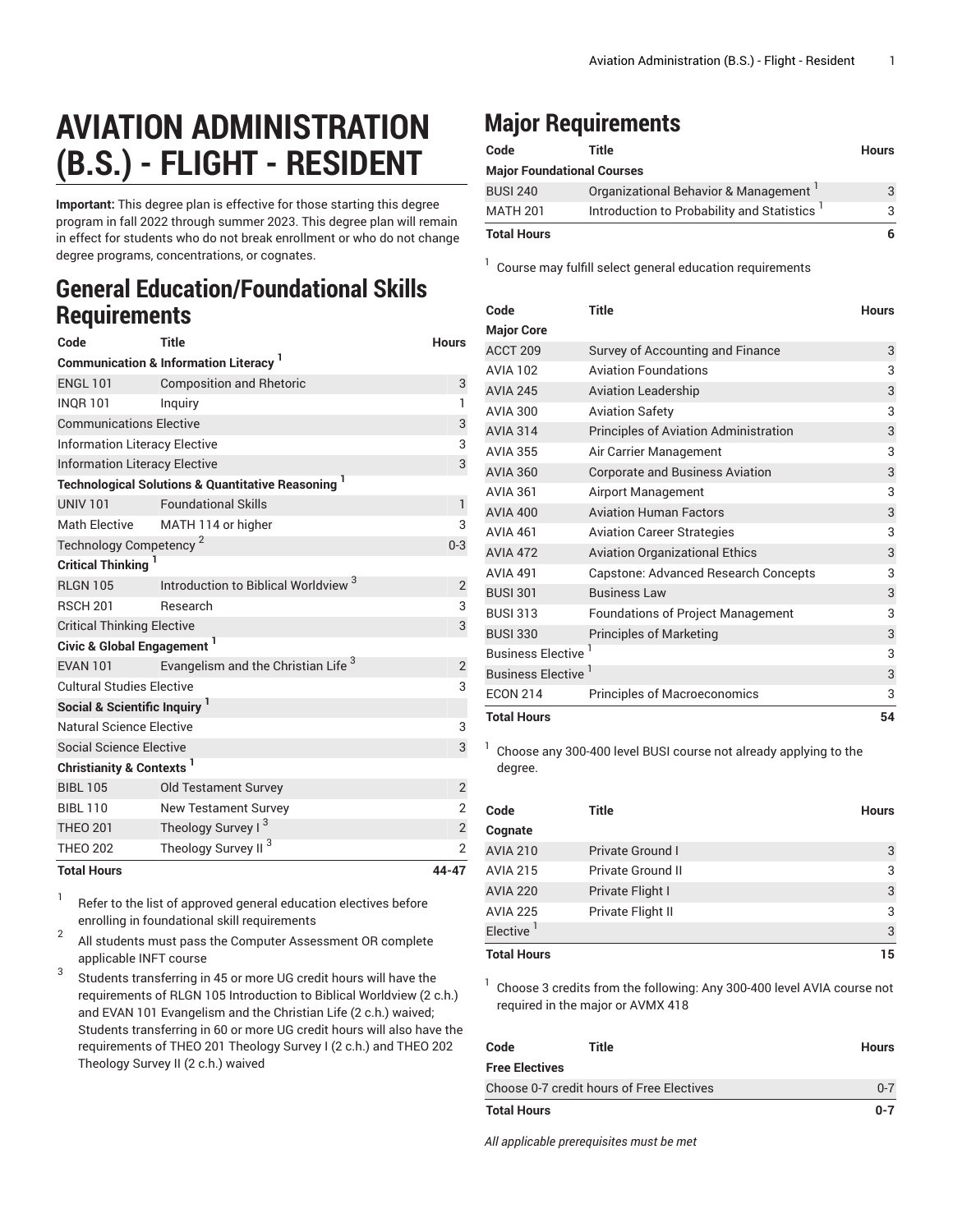# AVIATION ADMINISTRATION (B.S.) - FLIGHT - RESIDENT

**Important:** This degree plan is effective for those starting this degree program in fall 2022 through summer 2023. This degree plan will remain in effect for students who do not break enrollment or who do not change degree programs, concentrations, or cognates.

## General Education/Foundational Skills Requirements

| Code | Title | Hours |
|---|---|---|
| **Communication & Information Literacy** [1] | | |
| ENGL 101 | Composition and Rhetoric | 3 |
| INQR 101 | Inquiry | 1 |
| Communications Elective | | 3 |
| Information Literacy Elective | | 3 |
| Information Literacy Elective | | 3 |
| **Technological Solutions & Quantitative Reasoning** [1] | | |
| UNIV 101 | Foundational Skills | 1 |
| Math Elective | MATH 114 or higher | 3 |
| Technology Competency [2] | | 0-3 |
| **Critical Thinking** [1] | | |
| RLGN 105 | Introduction to Biblical Worldview [3] | 2 |
| RSCH 201 | Research | 3 |
| Critical Thinking Elective | | 3 |
| **Civic & Global Engagement** [1] | | |
| EVAN 101 | Evangelism and the Christian Life [3] | 2 |
| Cultural Studies Elective | | 3 |
| **Social & Scientific Inquiry** [1] | | |
| Natural Science Elective | | 3 |
| Social Science Elective | | 3 |
| **Christianity & Contexts** [1] | | |
| BIBL 105 | Old Testament Survey | 2 |
| BIBL 110 | New Testament Survey | 2 |
| THEO 201 | Theology Survey I [3] | 2 |
| THEO 202 | Theology Survey II [3] | 2 |
| **Total Hours** | | **44-47** |

1. Refer to the list of approved general education electives before enrolling in foundational skill requirements
2. All students must pass the Computer Assessment OR complete applicable INFT course
3. Students transferring in 45 or more UG credit hours will have the requirements of RLGN 105 Introduction to Biblical Worldview (2 c.h.) and EVAN 101 Evangelism and the Christian Life (2 c.h.) waived; Students transferring in 60 or more UG credit hours will also have the requirements of THEO 201 Theology Survey I (2 c.h.) and THEO 202 Theology Survey II (2 c.h.) waived

## Major Requirements

| Code | Title | Hours |
|---|---|---|
| **Major Foundational Courses** | | |
| BUSI 240 | Organizational Behavior & Management [1] | 3 |
| MATH 201 | Introduction to Probability and Statistics [1] | 3 |
| **Total Hours** | | **6** |

1. Course may fulfill select general education requirements

| Code | Title | Hours |
|---|---|---|
| **Major Core** | | |
| ACCT 209 | Survey of Accounting and Finance | 3 |
| AVIA 102 | Aviation Foundations | 3 |
| AVIA 245 | Aviation Leadership | 3 |
| AVIA 300 | Aviation Safety | 3 |
| AVIA 314 | Principles of Aviation Administration | 3 |
| AVIA 355 | Air Carrier Management | 3 |
| AVIA 360 | Corporate and Business Aviation | 3 |
| AVIA 361 | Airport Management | 3 |
| AVIA 400 | Aviation Human Factors | 3 |
| AVIA 461 | Aviation Career Strategies | 3 |
| AVIA 472 | Aviation Organizational Ethics | 3 |
| AVIA 491 | Capstone: Advanced Research Concepts | 3 |
| BUSI 301 | Business Law | 3 |
| BUSI 313 | Foundations of Project Management | 3 |
| BUSI 330 | Principles of Marketing | 3 |
| Business Elective [1] | | 3 |
| Business Elective [1] | | 3 |
| ECON 214 | Principles of Macroeconomics | 3 |
| **Total Hours** | | **54** |

1. Choose any 300-400 level BUSI course not already applying to the degree.

| Code | Title | Hours |
|---|---|---|
| **Cognate** | | |
| AVIA 210 | Private Ground I | 3 |
| AVIA 215 | Private Ground II | 3 |
| AVIA 220 | Private Flight I | 3 |
| AVIA 225 | Private Flight II | 3 |
| Elective [1] | | 3 |
| **Total Hours** | | **15** |

1. Choose 3 credits from the following: Any 300-400 level AVIA course not required in the major or AVMX 418

| Code | Title | Hours |
|---|---|---|
| **Free Electives** | | |
| Choose 0-7 credit hours of Free Electives | | 0-7 |
| **Total Hours** | | **0-7** |

*All applicable prerequisites must be met*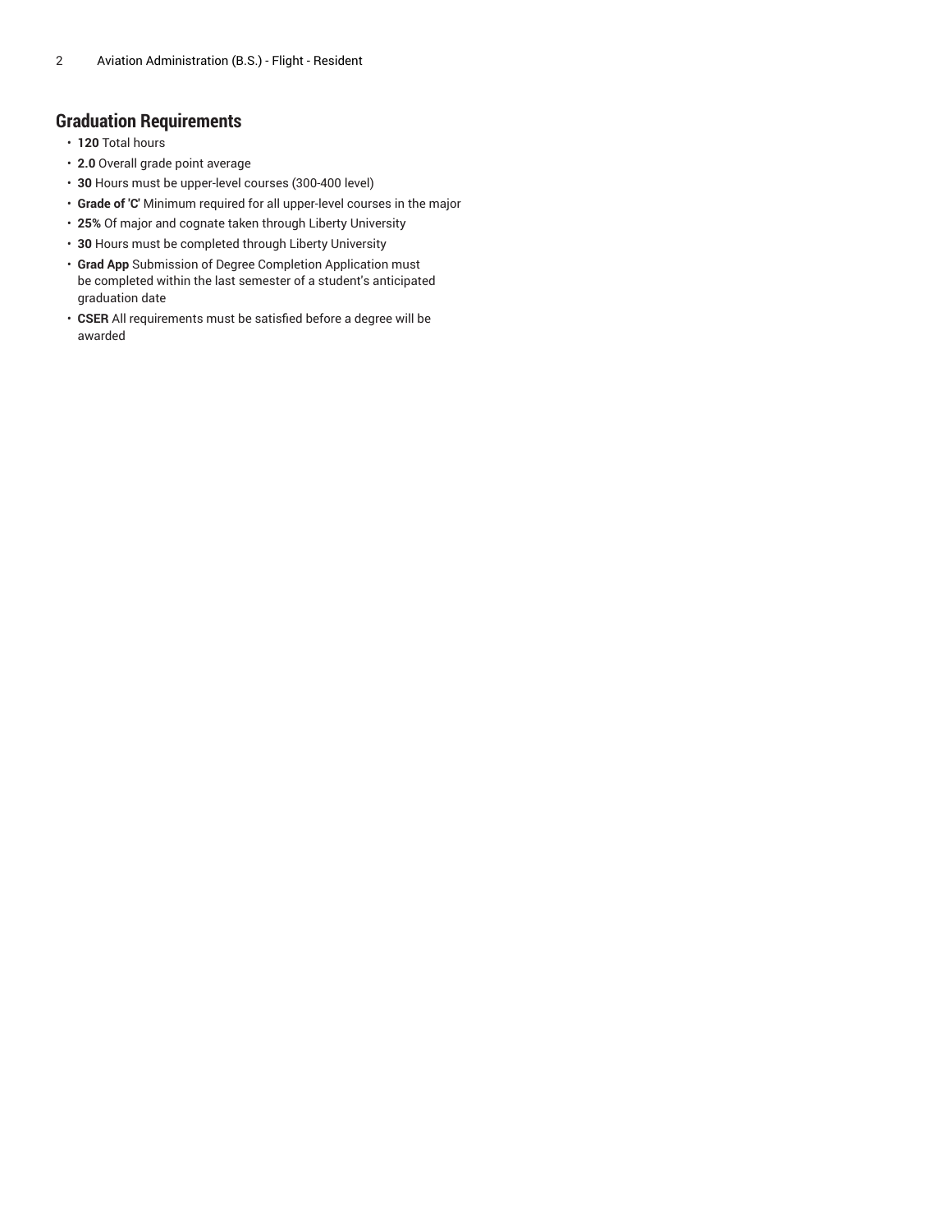## Graduation Requirements

- **120** Total hours
- **2.0** Overall grade point average
- **30** Hours must be upper-level courses (300-400 level)
- **Grade of 'C'** Minimum required for all upper-level courses in the major
- **25%** Of major and cognate taken through Liberty University
- **30** Hours must be completed through Liberty University
- **Grad App** Submission of Degree Completion Application must be completed within the last semester of a student's anticipated graduation date
- **CSER** All requirements must be satisfied before a degree will be awarded